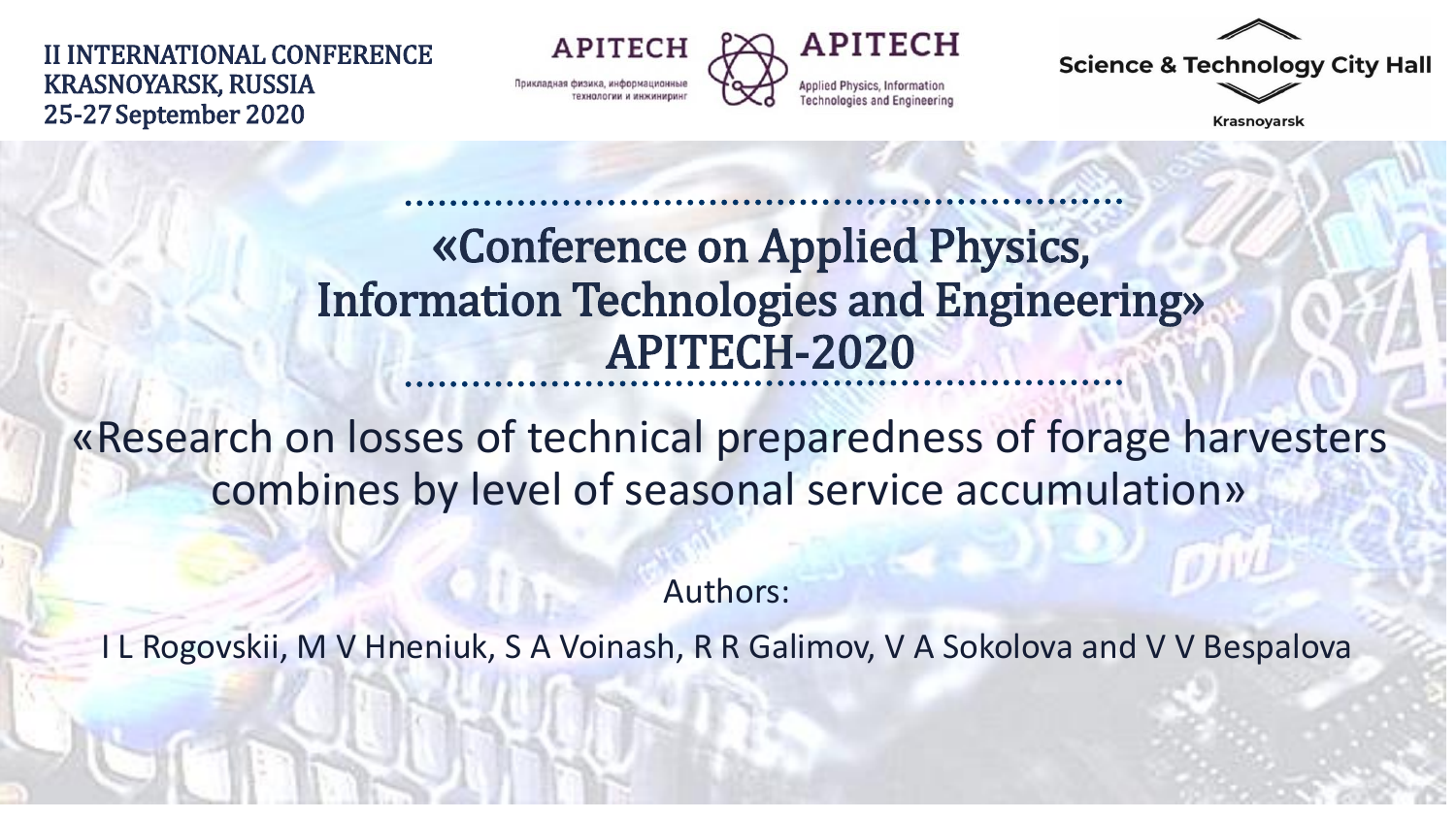II INTERNATIONAL CONFERENCE
KRASNOYARSK, RUSSIA
25-27 September 2020

APITECH
Прикладная физика, информационные технологии и инжиниринг

APITECH
Applied Physics, Information Technologies and Engineering

Science & Technology City Hall
Krasnoyarsk

# «Conference on Applied Physics, Information Technologies and Engineering» APITECH-2020

## «Research on losses of technical preparedness of forage harvesters combines by level of seasonal service accumulation»

Authors:

I L Rogovskii, M V Hneniuk, S A Voinash, R R Galimov, V A Sokolova and V V Bespalova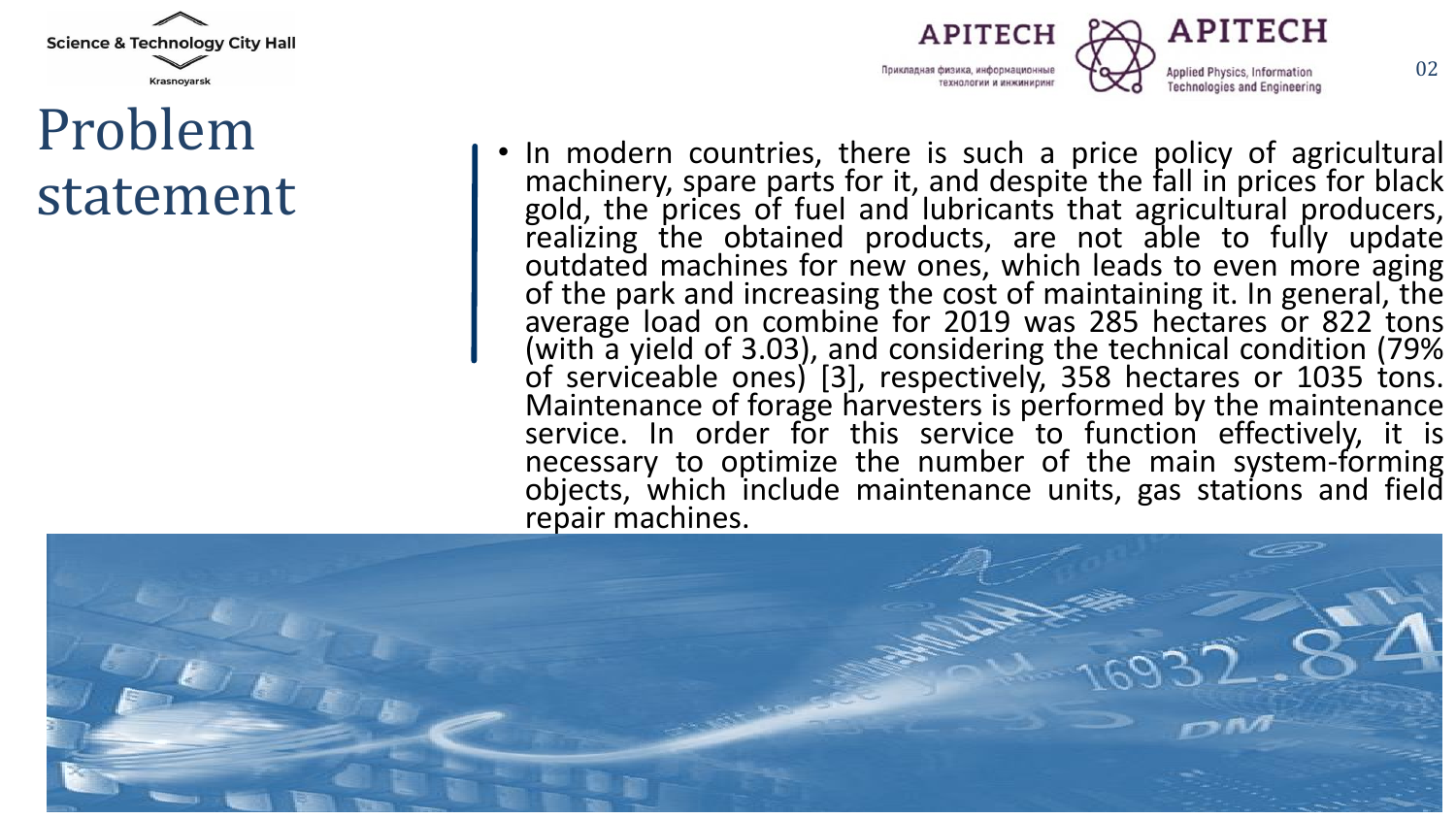# Problem statement

- In modern countries, there is such a price policy of agricultural machinery, spare parts for it, and despite the fall in prices for black gold, the prices of fuel and lubricants that agricultural producers, realizing the obtained products, are not able to fully update outdated machines for new ones, which leads to even more aging of the park and increasing the cost of maintaining it. In general, the average load on combine for 2019 was 285 hectares or 822 tons (with a yield of 3.03), and considering the technical condition (79% of serviceable ones) [3], respectively, 358 hectares or 1035 tons. Maintenance of forage harvesters is performed by the maintenance service. In order for this service to function effectively, it is necessary to optimize the number of the main system-forming objects, which include maintenance units, gas stations and field repair machines.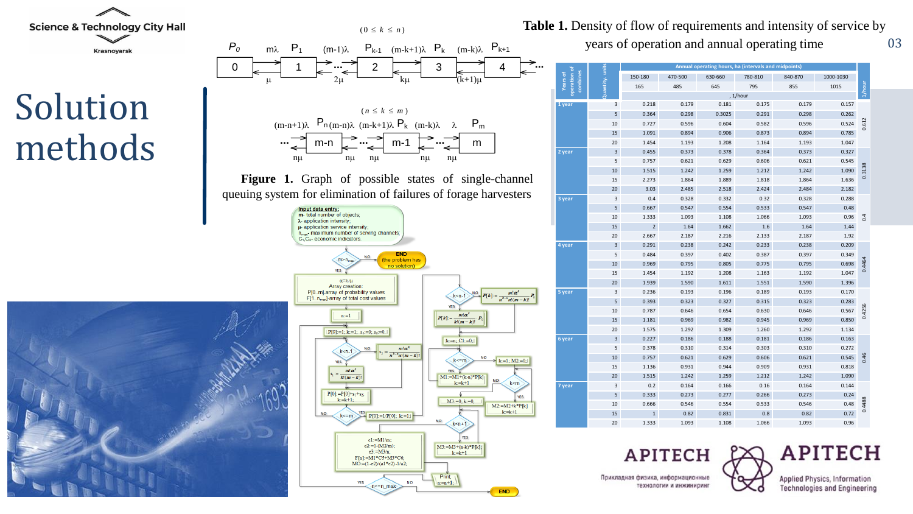# Solution methods

$(0 \le k \le n)$

$(n \le k \le m)$

**Figure 1.** Graph of possible states of single-channel queuing system for elimination of failures of forage harvesters

**Table 1.** Density of flow of requirements and intensity of service by years of operation and annual operating time

| Years of operation of combines | Quantity, units | Annual operating hours, ha (intervals and midpoints) | | | | | | 1/hour |
|---|---|---|---|---|---|---|---|---|
| | | 150-180 | 470-500 | 630-660 | 780-810 | 840-870 | 1000-1030 | |
| | | 165 | 485 | 645 | 795 | 855 | 1015 | |
| | | , 1/hour | | | | | | |
| 1 year | 3 | 0.218 | 0.179 | 0.181 | 0.175 | 0.179 | 0.157 | 0.612 |
| | 5 | 0.364 | 0.298 | 0.3025 | 0.291 | 0.298 | 0.262 | |
| | 10 | 0.727 | 0.596 | 0.604 | 0.582 | 0.596 | 0.524 | |
| | 15 | 1.091 | 0.894 | 0.906 | 0.873 | 0.894 | 0.785 | |
| | 20 | 1.454 | 1.193 | 1.208 | 1.164 | 1.193 | 1.047 | |
| 2 year | 3 | 0.455 | 0.373 | 0.378 | 0.364 | 0.373 | 0.327 | 0.3138 |
| | 5 | 0.757 | 0.621 | 0.629 | 0.606 | 0.621 | 0.545 | |
| | 10 | 1.515 | 1.242 | 1.259 | 1.212 | 1.242 | 1.090 | |
| | 15 | 2.273 | 1.864 | 1.889 | 1.818 | 1.864 | 1.636 | |
| | 20 | 3.03 | 2.485 | 2.518 | 2.424 | 2.484 | 2.182 | |
| 3 year | 3 | 0.4 | 0.328 | 0.332 | 0.32 | 0.328 | 0.288 | 0.4 |
| | 5 | 0.667 | 0.547 | 0.554 | 0.533 | 0.547 | 0.48 | |
| | 10 | 1.333 | 1.093 | 1.108 | 1.066 | 1.093 | 0.96 | |
| | 15 | 2 | 1.64 | 1.662 | 1.6 | 1.64 | 1.44 | |
| | 20 | 2.667 | 2.187 | 2.216 | 2.133 | 2.187 | 1.92 | |
| 4 year | 3 | 0.291 | 0.238 | 0.242 | 0.233 | 0.238 | 0.209 | 0.4464 |
| | 5 | 0.484 | 0.397 | 0.402 | 0.387 | 0.397 | 0.349 | |
| | 10 | 0.969 | 0.795 | 0.805 | 0.775 | 0.795 | 0.698 | |
| | 15 | 1.454 | 1.192 | 1.208 | 1.163 | 1.192 | 1.047 | |
| | 20 | 1.939 | 1.590 | 1.611 | 1.551 | 1.590 | 1.396 | |
| 5 year | 3 | 0.236 | 0.193 | 0.196 | 0.189 | 0.193 | 0.170 | 0.4256 |
| | 5 | 0.393 | 0.323 | 0.327 | 0.315 | 0.323 | 0.283 | |
| | 10 | 0.787 | 0.646 | 0.654 | 0.630 | 0.646 | 0.567 | |
| | 15 | 1.181 | 0.969 | 0.982 | 0.945 | 0.969 | 0.850 | |
| | 20 | 1.575 | 1.292 | 1.309 | 1.260 | 1.292 | 1.134 | |
| 6 year | 3 | 0.227 | 0.186 | 0.188 | 0.181 | 0.186 | 0.163 | 0.46 |
| | 5 | 0.378 | 0.310 | 0.314 | 0.303 | 0.310 | 0.272 | |
| | 10 | 0.757 | 0.621 | 0.629 | 0.606 | 0.621 | 0.545 | |
| | 15 | 1.136 | 0.931 | 0.944 | 0.909 | 0.931 | 0.818 | |
| | 20 | 1.515 | 1.242 | 1.259 | 1.212 | 1.242 | 1.090 | |
| 7 year | 3 | 0.2 | 0.164 | 0.166 | 0.16 | 0.164 | 0.144 | 0.4488 |
| | 5 | 0.333 | 0.273 | 0.277 | 0.266 | 0.273 | 0.24 | |
| | 10 | 0.666 | 0.546 | 0.554 | 0.533 | 0.546 | 0.48 | |
| | 15 | 1 | 0.82 | 0.831 | 0.8 | 0.82 | 0.72 | |
| | 20 | 1.333 | 1.093 | 1.108 | 1.066 | 1.093 | 0.96 | |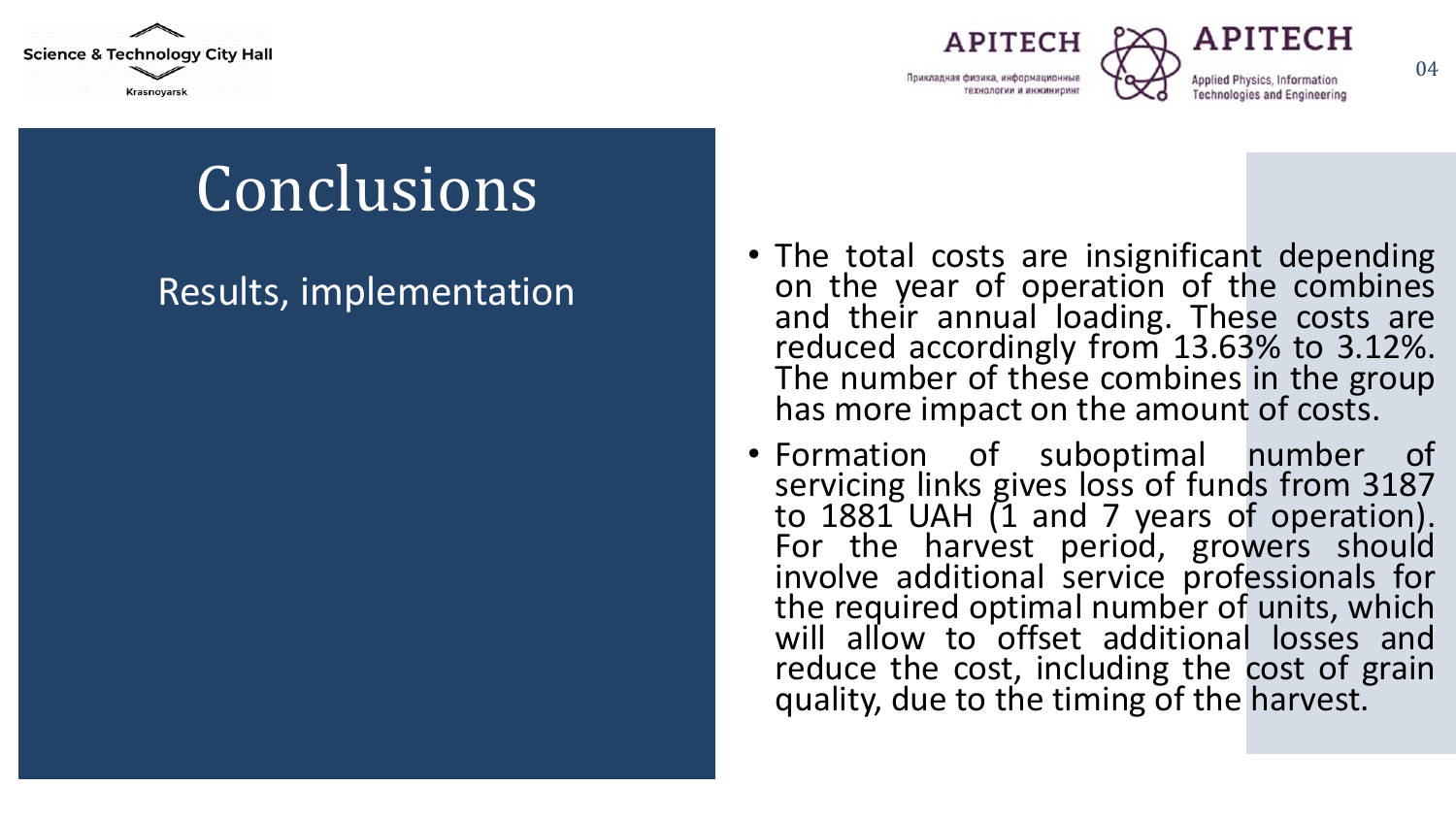# Conclusions

Results, implementation

- The total costs are insignificant depending on the year of operation of the combines and their annual loading. These costs are reduced accordingly from 13.63% to 3.12%. The number of these combines in the group has more impact on the amount of costs.
- Formation of suboptimal number of servicing links gives loss of funds from 3187 to 1881 UAH (1 and 7 years of operation). For the harvest period, growers should involve additional service professionals for the required optimal number of units, which will allow to offset additional losses and reduce the cost, including the cost of grain quality, due to the timing of the harvest.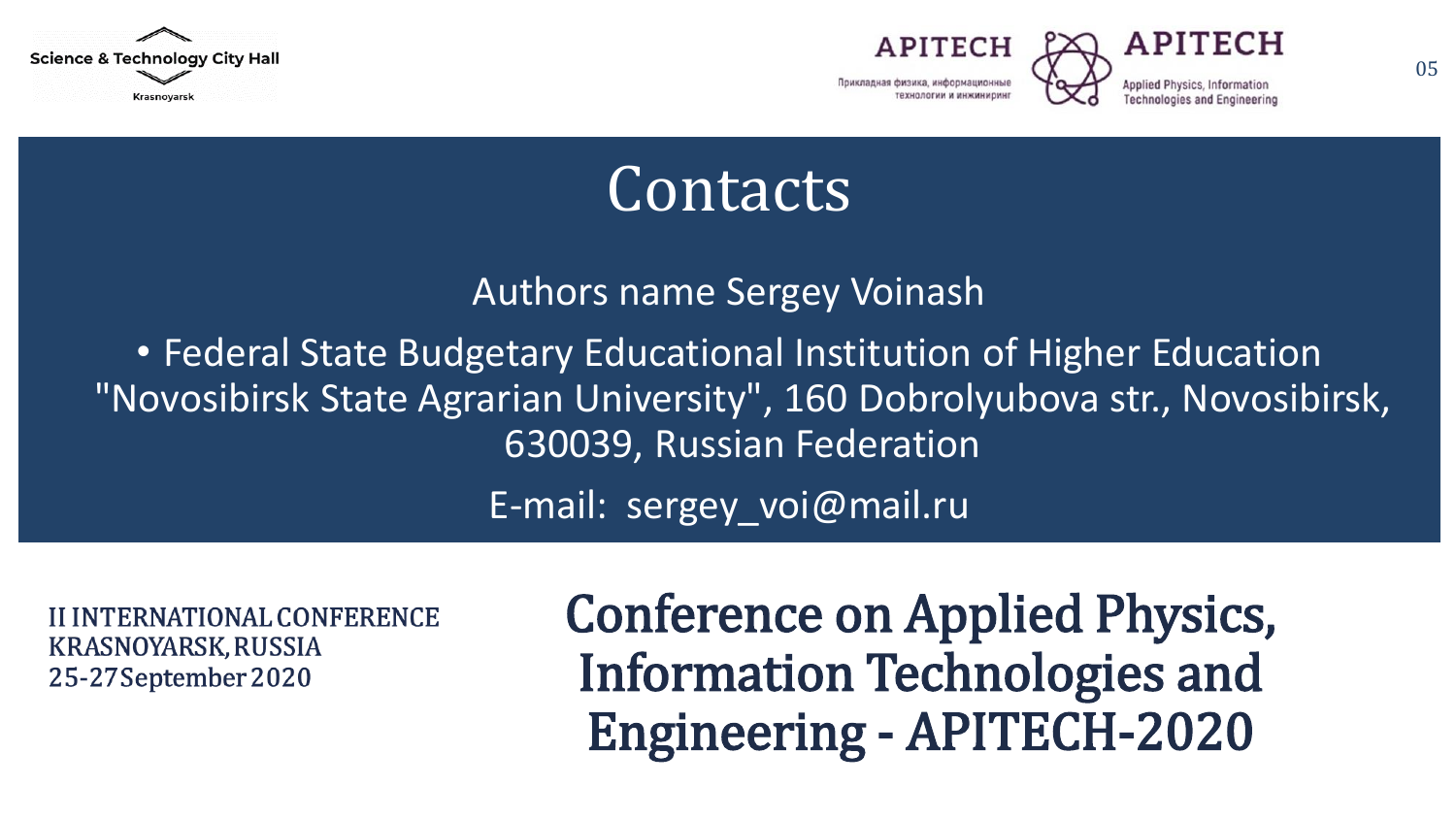# Contacts

Authors name Sergey Voinash

- Federal State Budgetary Educational Institution of Higher Education "Novosibirsk State Agrarian University", 160 Dobrolyubova str., Novosibirsk, 630039, Russian Federation

E-mail: sergey_voi@mail.ru